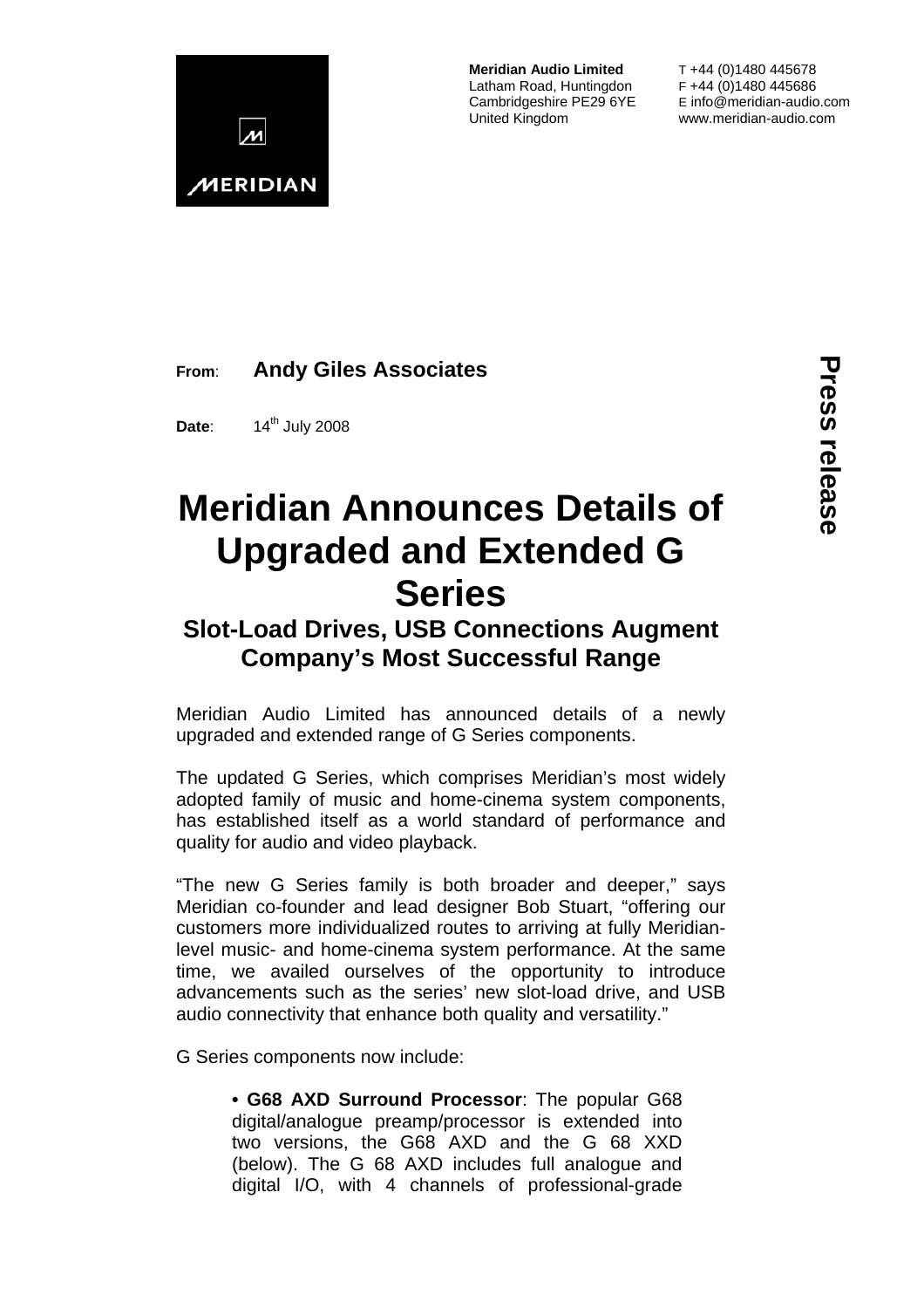**Meridian Audio Limited**
Latham Road, Huntingdon
Cambridgeshire PE29 6YE
United Kingdom

T +44 (0)1480 445678
F +44 (0)1480 445686
E info@meridian-audio.com
www.meridian-audio.com

**Press release**

**From**: **Andy Giles Associates**

**Date**: 14th July 2008

# Meridian Announces Details of Upgraded and Extended G Series

## Slot-Load Drives, USB Connections Augment Company's Most Successful Range

Meridian Audio Limited has announced details of a newly upgraded and extended range of G Series components.

The updated G Series, which comprises Meridian's most widely adopted family of music and home-cinema system components, has established itself as a world standard of performance and quality for audio and video playback.

"The new G Series family is both broader and deeper," says Meridian co-founder and lead designer Bob Stuart, "offering our customers more individualized routes to arriving at fully Meridian-level music- and home-cinema system performance. At the same time, we availed ourselves of the opportunity to introduce advancements such as the series' new slot-load drive, and USB audio connectivity that enhance both quality and versatility."

G Series components now include:

- **G68 AXD Surround Processor**: The popular G68 digital/analogue preamp/processor is extended into two versions, the G68 AXD and the G 68 XXD (below). The G 68 AXD includes full analogue and digital I/O, with 4 channels of professional-grade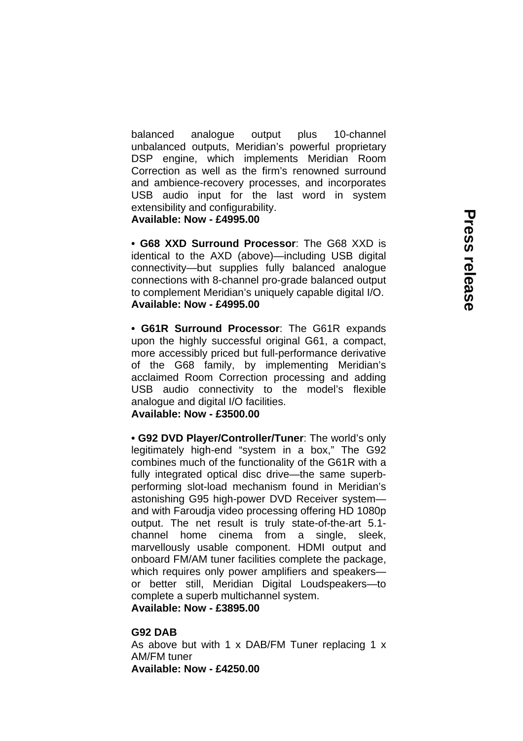balanced analogue output plus 10-channel unbalanced outputs, Meridian's powerful proprietary DSP engine, which implements Meridian Room Correction as well as the firm's renowned surround and ambience-recovery processes, and incorporates USB audio input for the last word in system extensibility and configurability.
**Available: Now - £4995.00**

• **G68 XXD Surround Processor**: The G68 XXD is identical to the AXD (above)—including USB digital connectivity—but supplies fully balanced analogue connections with 8-channel pro-grade balanced output to complement Meridian's uniquely capable digital I/O.
**Available: Now - £4995.00**

• **G61R Surround Processor**: The G61R expands upon the highly successful original G61, a compact, more accessibly priced but full-performance derivative of the G68 family, by implementing Meridian's acclaimed Room Correction processing and adding USB audio connectivity to the model's flexible analogue and digital I/O facilities.
**Available: Now - £3500.00**

• **G92 DVD Player/Controller/Tuner**: The world's only legitimately high-end "system in a box," The G92 combines much of the functionality of the G61R with a fully integrated optical disc drive—the same superb-performing slot-load mechanism found in Meridian's astonishing G95 high-power DVD Receiver system—and with Faroudja video processing offering HD 1080p output. The net result is truly state-of-the-art 5.1-channel home cinema from a single, sleek, marvellously usable component. HDMI output and onboard FM/AM tuner facilities complete the package, which requires only power amplifiers and speakers—or better still, Meridian Digital Loudspeakers—to complete a superb multichannel system.
**Available: Now - £3895.00**

**G92 DAB**
As above but with 1 x DAB/FM Tuner replacing 1 x AM/FM tuner
**Available: Now - £4250.00**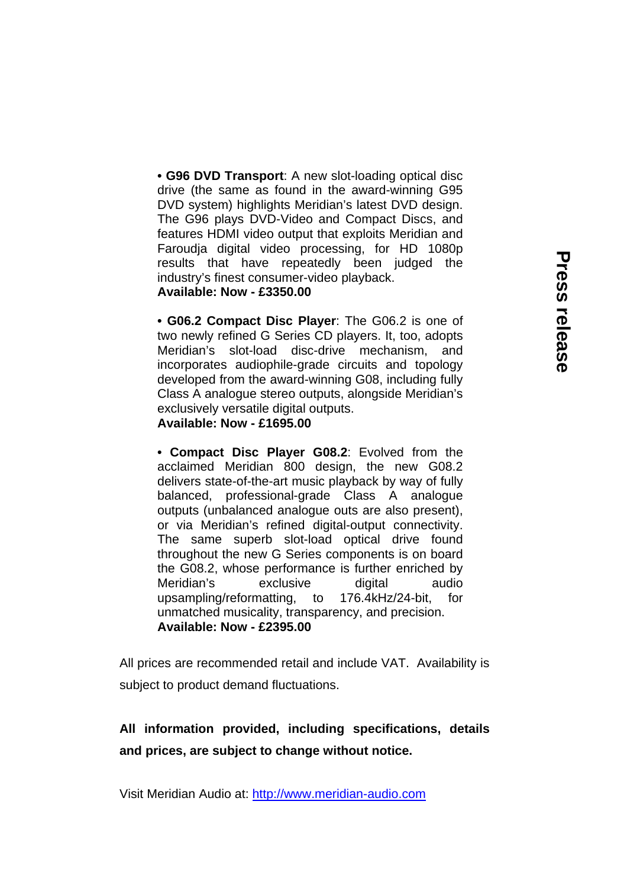- **G96 DVD Transport**: A new slot-loading optical disc drive (the same as found in the award-winning G95 DVD system) highlights Meridian's latest DVD design. The G96 plays DVD-Video and Compact Discs, and features HDMI video output that exploits Meridian and Faroudja digital video processing, for HD 1080p results that have repeatedly been judged the industry's finest consumer-video playback.
  **Available: Now - £3350.00**

- **G06.2 Compact Disc Player**: The G06.2 is one of two newly refined G Series CD players. It, too, adopts Meridian's slot-load disc-drive mechanism, and incorporates audiophile-grade circuits and topology developed from the award-winning G08, including fully Class A analogue stereo outputs, alongside Meridian's exclusively versatile digital outputs.
  **Available: Now - £1695.00**

- **Compact Disc Player G08.2**: Evolved from the acclaimed Meridian 800 design, the new G08.2 delivers state-of-the-art music playback by way of fully balanced, professional-grade Class A analogue outputs (unbalanced analogue outs are also present), or via Meridian's refined digital-output connectivity. The same superb slot-load optical drive found throughout the new G Series components is on board the G08.2, whose performance is further enriched by Meridian's exclusive digital audio upsampling/reformatting, to 176.4kHz/24-bit, for unmatched musicality, transparency, and precision.
  **Available: Now - £2395.00**

All prices are recommended retail and include VAT. Availability is subject to product demand fluctuations.

**All information provided, including specifications, details and prices, are subject to change without notice.**

Visit Meridian Audio at: [http://www.meridian-audio.com](http://www.meridian-audio.com)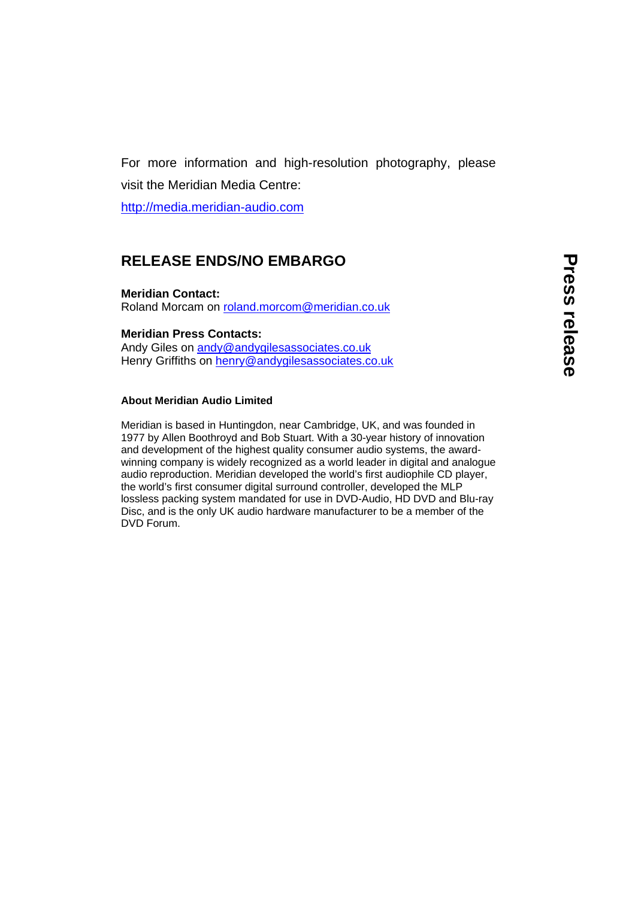For more information and high-resolution photography, please visit the Meridian Media Centre:

http://media.meridian-audio.com

## RELEASE ENDS/NO EMBARGO

**Meridian Contact:**
Roland Morcam on roland.morcom@meridian.co.uk

**Meridian Press Contacts:**
Andy Giles on andy@andygilesassociates.co.uk
Henry Griffiths on henry@andygilesassociates.co.uk

**About Meridian Audio Limited**

Meridian is based in Huntingdon, near Cambridge, UK, and was founded in 1977 by Allen Boothroyd and Bob Stuart. With a 30-year history of innovation and development of the highest quality consumer audio systems, the award-winning company is widely recognized as a world leader in digital and analogue audio reproduction. Meridian developed the world's first audiophile CD player, the world's first consumer digital surround controller, developed the MLP lossless packing system mandated for use in DVD-Audio, HD DVD and Blu-ray Disc, and is the only UK audio hardware manufacturer to be a member of the DVD Forum.